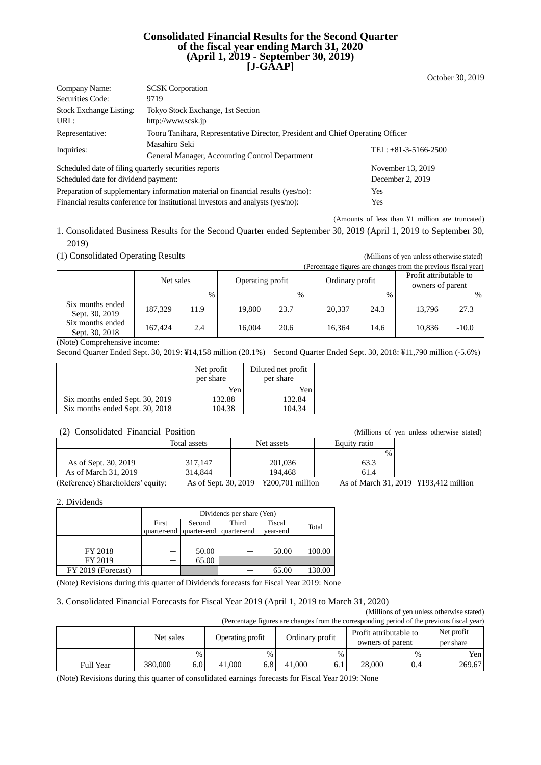# Consolidated Financial Results for the Second Quarter of the fiscal year ending March 31, 2020 (April 1, 2019 - September 30, 2019) [J-GAAP]

October 30, 2019

| | | |
|---|---|---|
| Company Name: | SCSK Corporation | |
| Securities Code: | 9719 | |
| Stock Exchange Listing: | Tokyo Stock Exchange, 1st Section | |
| URL: | http://www.scsk.jp | |
| Representative: | Tooru Tanihara, Representative Director, President and Chief Operating Officer | |
| Inquiries: | Masahiro Seki<br>General Manager, Accounting Control Department | TEL: +81-3-5166-2500 |

| | |
|---|---|
| Scheduled date of filing quarterly securities reports | November 13, 2019 |
| Scheduled date for dividend payment: | December 2, 2019 |
| Preparation of supplementary information material on financial results (yes/no): | Yes |
| Financial results conference for institutional investors and analysts (yes/no): | Yes |

(Amounts of less than ¥1 million are truncated)

## 1. Consolidated Business Results for the Second Quarter ended September 30, 2019 (April 1, 2019 to September 30, 2019)

### (1) Consolidated Operating Results

(Millions of yen unless otherwise stated)

(Percentage figures are changes from the previous fiscal year)

| | Net sales | | Operating profit | | Ordinary profit | | Profit attributable to owners of parent | |
|---|---|---|---|---|---|---|---|---|
| | | % | | % | | % | | % |
| Six months ended Sept. 30, 2019 | 187,329 | 11.9 | 19,800 | 23.7 | 20,337 | 24.3 | 13,796 | 27.3 |
| Six months ended Sept. 30, 2018 | 167,424 | 2.4 | 16,004 | 20.6 | 16,364 | 14.6 | 10,836 | -10.0 |

(Note) Comprehensive income:

Second Quarter Ended Sept. 30, 2019: ¥14,158 million (20.1%)　Second Quarter Ended Sept. 30, 2018: ¥11,790 million (-5.6%)

| | Net profit per share | Diluted net profit per share |
|---|---|---|
| | Yen | Yen |
| Six months ended Sept. 30, 2019 | 132.88 | 132.84 |
| Six months ended Sept. 30, 2018 | 104.38 | 104.34 |

### (2) Consolidated Financial Position

(Millions of yen unless otherwise stated)

| | Total assets | Net assets | Equity ratio |
|---|---|---|---|
| | | | % |
| As of Sept. 30, 2019 | 317,147 | 201,036 | 63.3 |
| As of March 31, 2019 | 314,844 | 194,468 | 61.4 |

(Reference) Shareholders' equity:　As of Sept. 30, 2019　¥200,701 million　As of March 31, 2019　¥193,412 million

## 2. Dividends

| | Dividends per share (Yen) | | | | |
|---|---|---|---|---|---|
| | First quarter-end | Second quarter-end | Third quarter-end | Fiscal year-end | Total |
| FY 2018 | － | 50.00 | － | 50.00 | 100.00 |
| FY 2019 | － | 65.00 | | | |
| FY 2019 (Forecast) | | | － | 65.00 | 130.00 |

(Note) Revisions during this quarter of Dividends forecasts for Fiscal Year 2019: None

## 3. Consolidated Financial Forecasts for Fiscal Year 2019 (April 1, 2019 to March 31, 2020)

(Millions of yen unless otherwise stated)

(Percentage figures are changes from the corresponding period of the previous fiscal year)

| | Net sales | | Operating profit | | Ordinary profit | | Profit attributable to owners of parent | | Net profit per share |
|---|---|---|---|---|---|---|---|---|---|
| | | % | | % | | % | | % | Yen |
| Full Year | 380,000 | 6.0 | 41,000 | 6.8 | 41,000 | 6.1 | 28,000 | 0.4 | 269.67 |

(Note) Revisions during this quarter of consolidated earnings forecasts for Fiscal Year 2019: None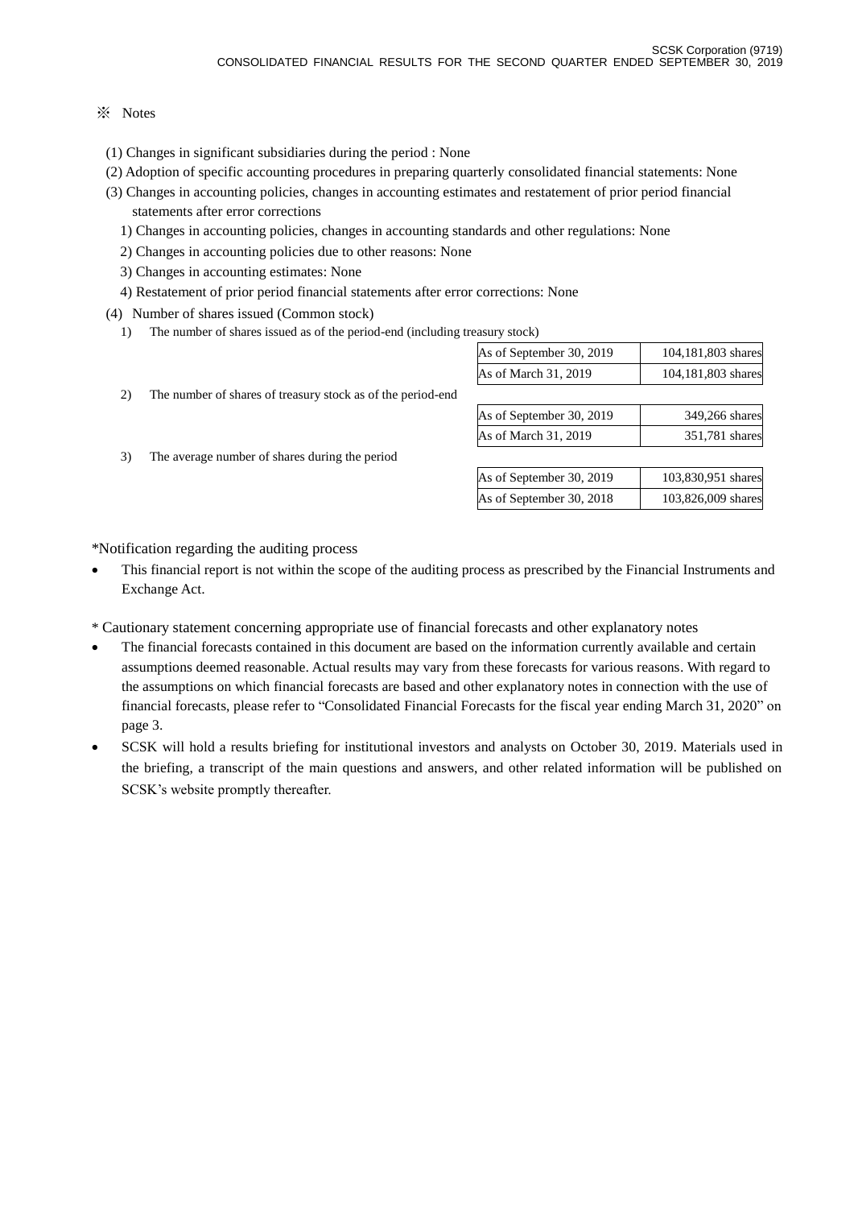※ Notes

(1) Changes in significant subsidiaries during the period : None

(2) Adoption of specific accounting procedures in preparing quarterly consolidated financial statements: None

(3) Changes in accounting policies, changes in accounting estimates and restatement of prior period financial statements after error corrections

1) Changes in accounting policies, changes in accounting standards and other regulations: None

2) Changes in accounting policies due to other reasons: None

3) Changes in accounting estimates: None

4) Restatement of prior period financial statements after error corrections: None

(4) Number of shares issued (Common stock)

1) The number of shares issued as of the period-end (including treasury stock)

| | |
|---|---|
| As of September 30, 2019 | 104,181,803 shares |
| As of March 31, 2019 | 104,181,803 shares |

2) The number of shares of treasury stock as of the period-end

| | |
|---|---|
| As of September 30, 2019 | 349,266 shares |
| As of March 31, 2019 | 351,781 shares |

3) The average number of shares during the period

| | |
|---|---|
| As of September 30, 2019 | 103,830,951 shares |
| As of September 30, 2018 | 103,826,009 shares |

*Notification regarding the auditing process

- This financial report is not within the scope of the auditing process as prescribed by the Financial Instruments and Exchange Act.

* Cautionary statement concerning appropriate use of financial forecasts and other explanatory notes

- The financial forecasts contained in this document are based on the information currently available and certain assumptions deemed reasonable. Actual results may vary from these forecasts for various reasons. With regard to the assumptions on which financial forecasts are based and other explanatory notes in connection with the use of financial forecasts, please refer to "Consolidated Financial Forecasts for the fiscal year ending March 31, 2020" on page 3.
- SCSK will hold a results briefing for institutional investors and analysts on October 30, 2019. Materials used in the briefing, a transcript of the main questions and answers, and other related information will be published on SCSK's website promptly thereafter.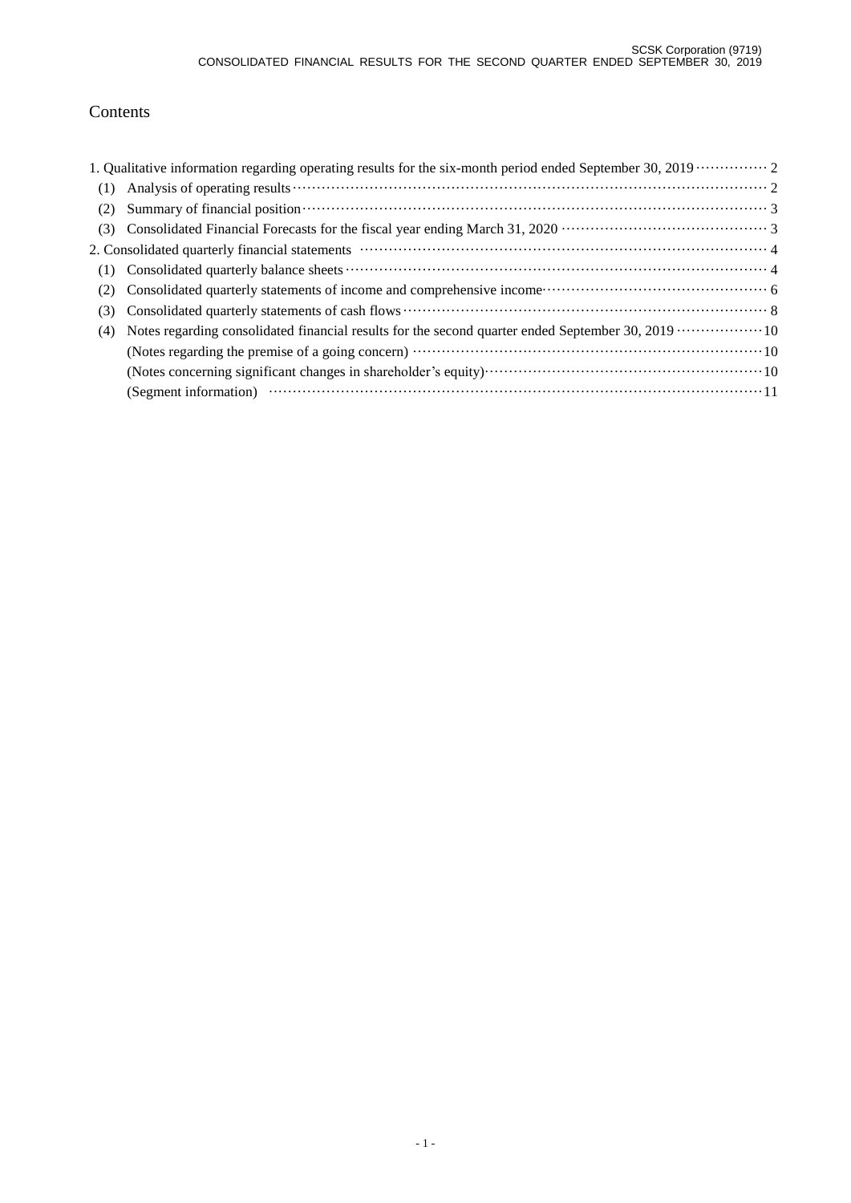# Contents

1. Qualitative information regarding operating results for the six-month period ended September 30, 2019 ·············· 2
   - (1) Analysis of operating results ·············· 2
   - (2) Summary of financial position ·············· 3
   - (3) Consolidated Financial Forecasts for the fiscal year ending March 31, 2020 ·············· 3
2. Consolidated quarterly financial statements ·············· 4
   - (1) Consolidated quarterly balance sheets ·············· 4
   - (2) Consolidated quarterly statements of income and comprehensive income ·············· 6
   - (3) Consolidated quarterly statements of cash flows ·············· 8
   - (4) Notes regarding consolidated financial results for the second quarter ended September 30, 2019 ·············· 10
     - (Notes regarding the premise of a going concern) ·············· 10
     - (Notes concerning significant changes in shareholder's equity) ·············· 10
     - (Segment information) ·············· 11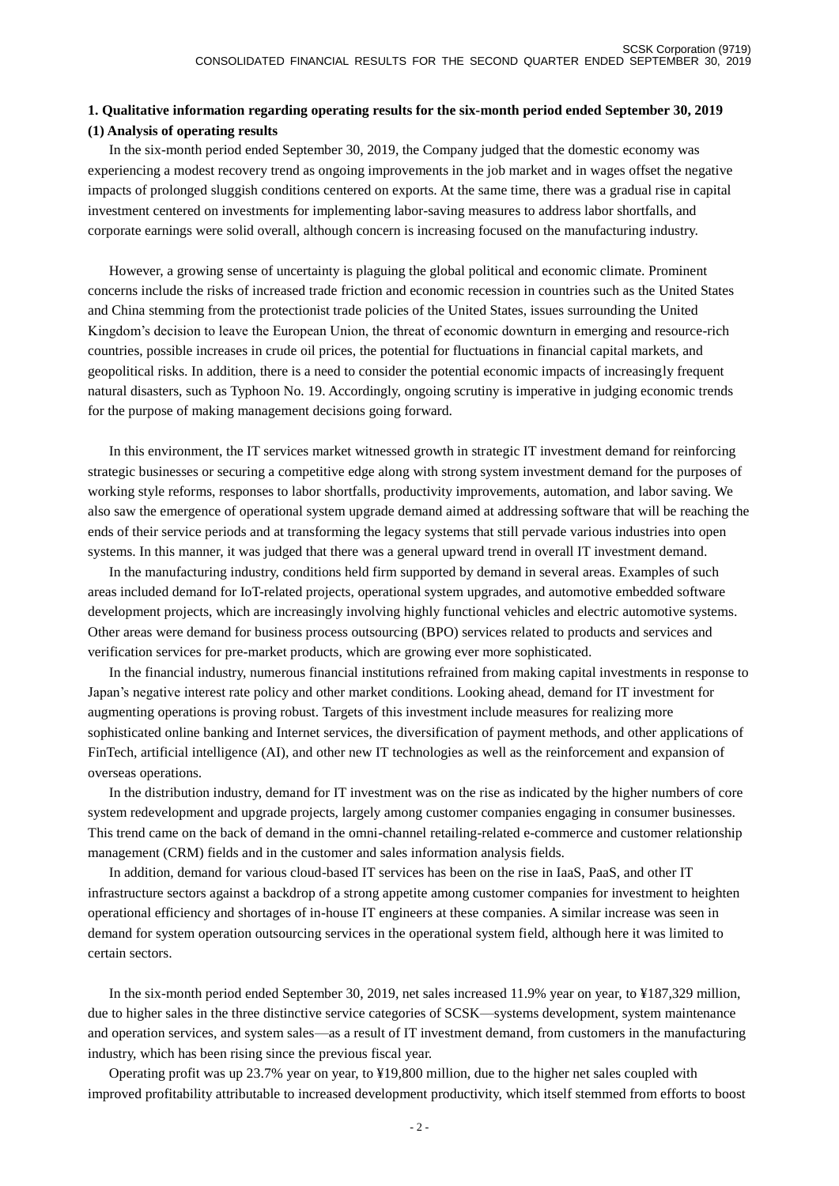## 1. Qualitative information regarding operating results for the six-month period ended September 30, 2019

### (1) Analysis of operating results

In the six-month period ended September 30, 2019, the Company judged that the domestic economy was experiencing a modest recovery trend as ongoing improvements in the job market and in wages offset the negative impacts of prolonged sluggish conditions centered on exports. At the same time, there was a gradual rise in capital investment centered on investments for implementing labor-saving measures to address labor shortfalls, and corporate earnings were solid overall, although concern is increasing focused on the manufacturing industry.

However, a growing sense of uncertainty is plaguing the global political and economic climate. Prominent concerns include the risks of increased trade friction and economic recession in countries such as the United States and China stemming from the protectionist trade policies of the United States, issues surrounding the United Kingdom's decision to leave the European Union, the threat of economic downturn in emerging and resource-rich countries, possible increases in crude oil prices, the potential for fluctuations in financial capital markets, and geopolitical risks. In addition, there is a need to consider the potential economic impacts of increasingly frequent natural disasters, such as Typhoon No. 19. Accordingly, ongoing scrutiny is imperative in judging economic trends for the purpose of making management decisions going forward.

In this environment, the IT services market witnessed growth in strategic IT investment demand for reinforcing strategic businesses or securing a competitive edge along with strong system investment demand for the purposes of working style reforms, responses to labor shortfalls, productivity improvements, automation, and labor saving. We also saw the emergence of operational system upgrade demand aimed at addressing software that will be reaching the ends of their service periods and at transforming the legacy systems that still pervade various industries into open systems. In this manner, it was judged that there was a general upward trend in overall IT investment demand.

In the manufacturing industry, conditions held firm supported by demand in several areas. Examples of such areas included demand for IoT-related projects, operational system upgrades, and automotive embedded software development projects, which are increasingly involving highly functional vehicles and electric automotive systems. Other areas were demand for business process outsourcing (BPO) services related to products and services and verification services for pre-market products, which are growing ever more sophisticated.

In the financial industry, numerous financial institutions refrained from making capital investments in response to Japan's negative interest rate policy and other market conditions. Looking ahead, demand for IT investment for augmenting operations is proving robust. Targets of this investment include measures for realizing more sophisticated online banking and Internet services, the diversification of payment methods, and other applications of FinTech, artificial intelligence (AI), and other new IT technologies as well as the reinforcement and expansion of overseas operations.

In the distribution industry, demand for IT investment was on the rise as indicated by the higher numbers of core system redevelopment and upgrade projects, largely among customer companies engaging in consumer businesses. This trend came on the back of demand in the omni-channel retailing-related e-commerce and customer relationship management (CRM) fields and in the customer and sales information analysis fields.

In addition, demand for various cloud-based IT services has been on the rise in IaaS, PaaS, and other IT infrastructure sectors against a backdrop of a strong appetite among customer companies for investment to heighten operational efficiency and shortages of in-house IT engineers at these companies. A similar increase was seen in demand for system operation outsourcing services in the operational system field, although here it was limited to certain sectors.

In the six-month period ended September 30, 2019, net sales increased 11.9% year on year, to ¥187,329 million, due to higher sales in the three distinctive service categories of SCSK—systems development, system maintenance and operation services, and system sales—as a result of IT investment demand, from customers in the manufacturing industry, which has been rising since the previous fiscal year.

Operating profit was up 23.7% year on year, to ¥19,800 million, due to the higher net sales coupled with improved profitability attributable to increased development productivity, which itself stemmed from efforts to boost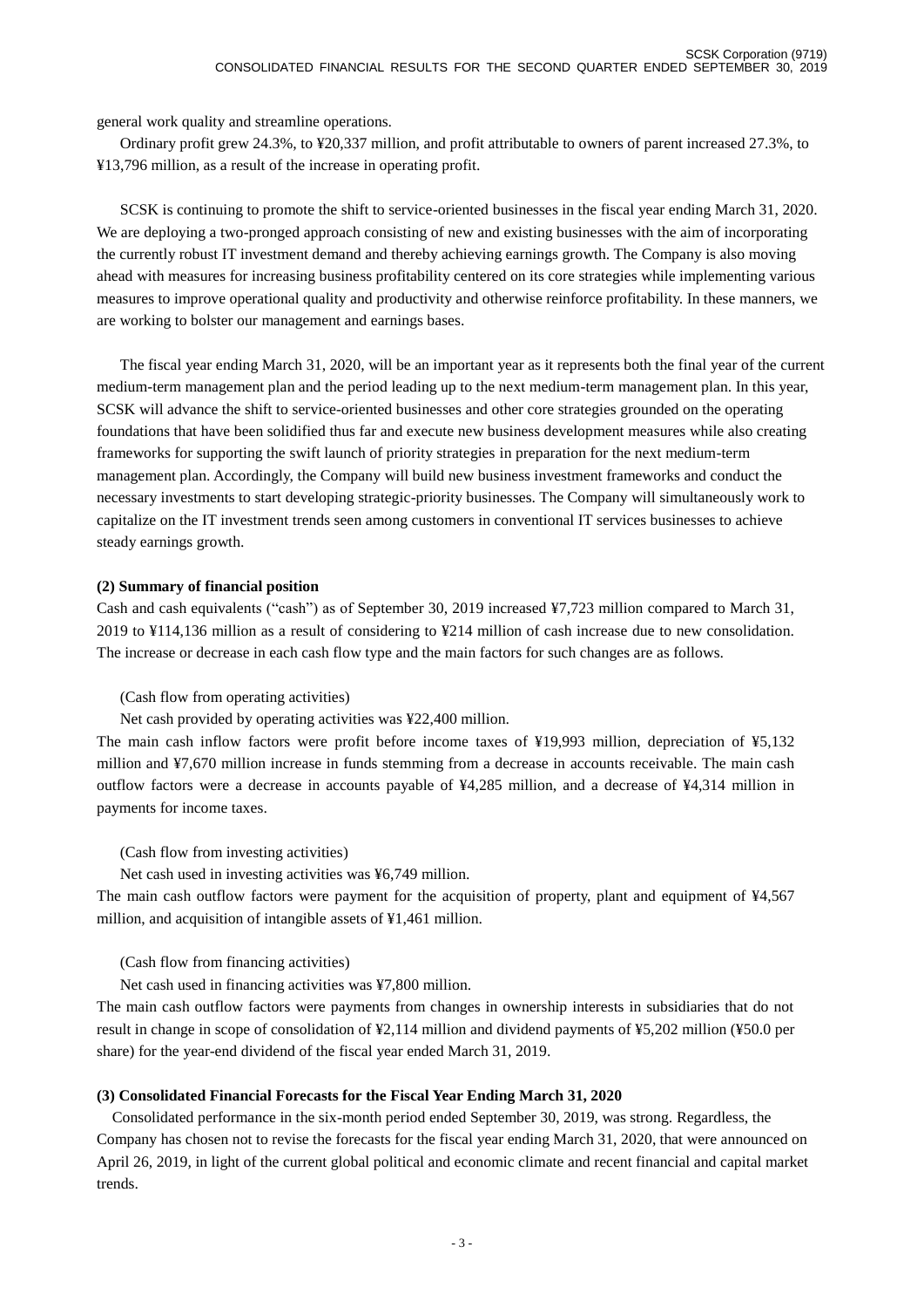general work quality and streamline operations.

Ordinary profit grew 24.3%, to ¥20,337 million, and profit attributable to owners of parent increased 27.3%, to ¥13,796 million, as a result of the increase in operating profit.

SCSK is continuing to promote the shift to service-oriented businesses in the fiscal year ending March 31, 2020. We are deploying a two-pronged approach consisting of new and existing businesses with the aim of incorporating the currently robust IT investment demand and thereby achieving earnings growth. The Company is also moving ahead with measures for increasing business profitability centered on its core strategies while implementing various measures to improve operational quality and productivity and otherwise reinforce profitability. In these manners, we are working to bolster our management and earnings bases.

The fiscal year ending March 31, 2020, will be an important year as it represents both the final year of the current medium-term management plan and the period leading up to the next medium-term management plan. In this year, SCSK will advance the shift to service-oriented businesses and other core strategies grounded on the operating foundations that have been solidified thus far and execute new business development measures while also creating frameworks for supporting the swift launch of priority strategies in preparation for the next medium-term management plan. Accordingly, the Company will build new business investment frameworks and conduct the necessary investments to start developing strategic-priority businesses. The Company will simultaneously work to capitalize on the IT investment trends seen among customers in conventional IT services businesses to achieve steady earnings growth.

**(2) Summary of financial position**

Cash and cash equivalents ("cash") as of September 30, 2019 increased ¥7,723 million compared to March 31, 2019 to ¥114,136 million as a result of considering to ¥214 million of cash increase due to new consolidation. The increase or decrease in each cash flow type and the main factors for such changes are as follows.

(Cash flow from operating activities)

Net cash provided by operating activities was ¥22,400 million.

The main cash inflow factors were profit before income taxes of ¥19,993 million, depreciation of ¥5,132 million and ¥7,670 million increase in funds stemming from a decrease in accounts receivable. The main cash outflow factors were a decrease in accounts payable of ¥4,285 million, and a decrease of ¥4,314 million in payments for income taxes.

(Cash flow from investing activities)

Net cash used in investing activities was ¥6,749 million.

The main cash outflow factors were payment for the acquisition of property, plant and equipment of ¥4,567 million, and acquisition of intangible assets of ¥1,461 million.

(Cash flow from financing activities)

Net cash used in financing activities was ¥7,800 million.

The main cash outflow factors were payments from changes in ownership interests in subsidiaries that do not result in change in scope of consolidation of ¥2,114 million and dividend payments of ¥5,202 million (¥50.0 per share) for the year-end dividend of the fiscal year ended March 31, 2019.

**(3) Consolidated Financial Forecasts for the Fiscal Year Ending March 31, 2020**

Consolidated performance in the six-month period ended September 30, 2019, was strong. Regardless, the Company has chosen not to revise the forecasts for the fiscal year ending March 31, 2020, that were announced on April 26, 2019, in light of the current global political and economic climate and recent financial and capital market trends.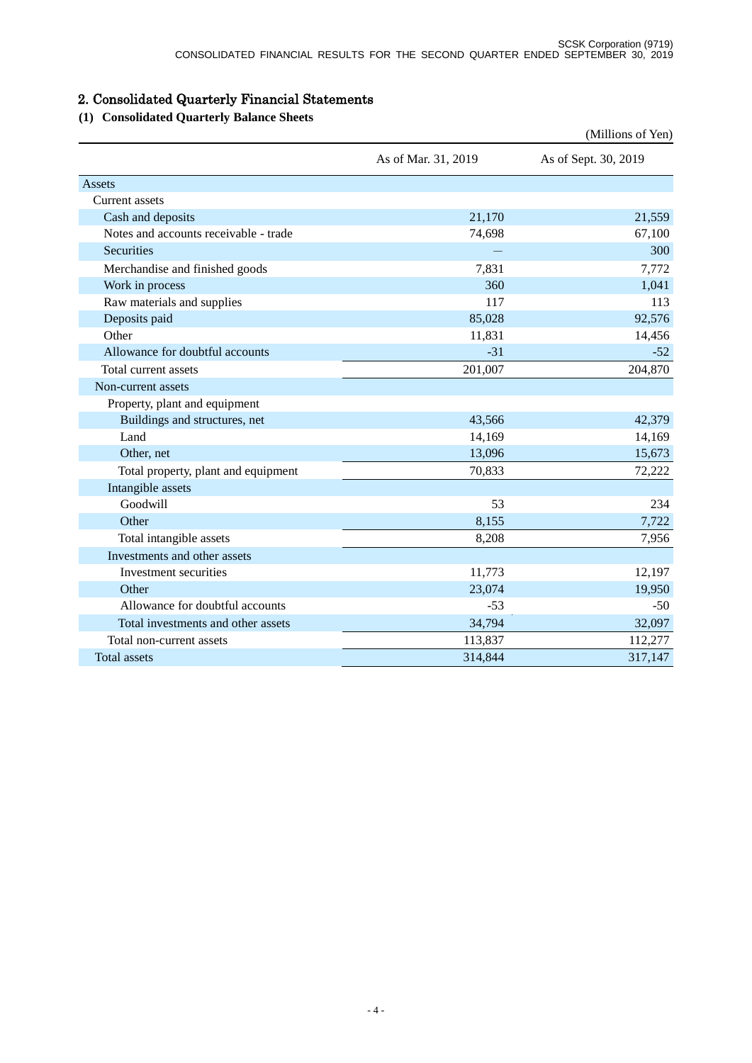## 2. Consolidated Quarterly Financial Statements

### (1) Consolidated Quarterly Balance Sheets

(Millions of Yen)

| | As of Mar. 31, 2019 | As of Sept. 30, 2019 |
|---|---|---|
| Assets | | |
| Current assets | | |
| Cash and deposits | 21,170 | 21,559 |
| Notes and accounts receivable - trade | 74,698 | 67,100 |
| Securities | — | 300 |
| Merchandise and finished goods | 7,831 | 7,772 |
| Work in process | 360 | 1,041 |
| Raw materials and supplies | 117 | 113 |
| Deposits paid | 85,028 | 92,576 |
| Other | 11,831 | 14,456 |
| Allowance for doubtful accounts | -31 | -52 |
| Total current assets | 201,007 | 204,870 |
| Non-current assets | | |
| Property, plant and equipment | | |
| Buildings and structures, net | 43,566 | 42,379 |
| Land | 14,169 | 14,169 |
| Other, net | 13,096 | 15,673 |
| Total property, plant and equipment | 70,833 | 72,222 |
| Intangible assets | | |
| Goodwill | 53 | 234 |
| Other | 8,155 | 7,722 |
| Total intangible assets | 8,208 | 7,956 |
| Investments and other assets | | |
| Investment securities | 11,773 | 12,197 |
| Other | 23,074 | 19,950 |
| Allowance for doubtful accounts | -53 | -50 |
| Total investments and other assets | 34,794 | 32,097 |
| Total non-current assets | 113,837 | 112,277 |
| Total assets | 314,844 | 317,147 |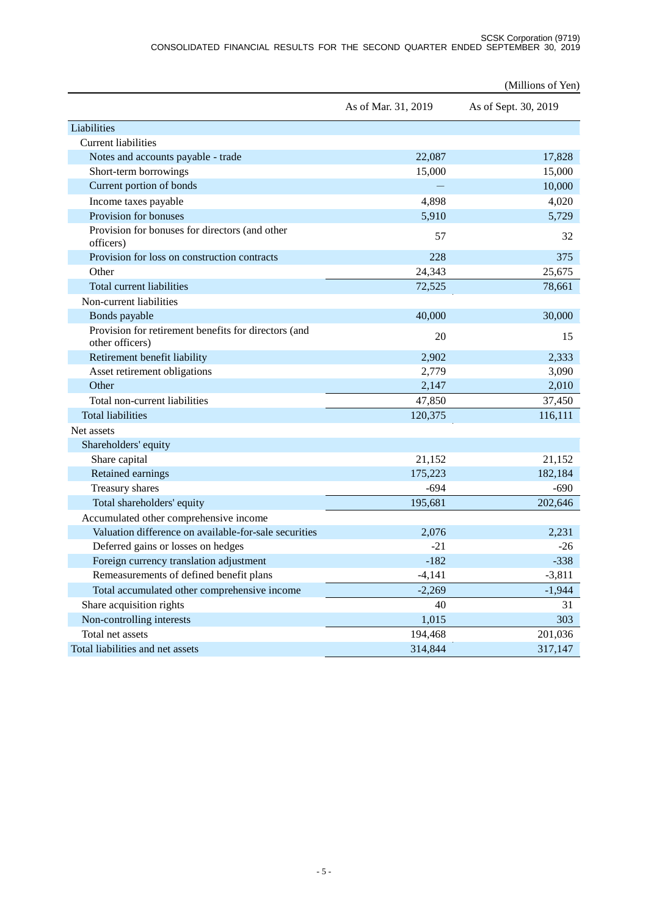(Millions of Yen)

| | As of Mar. 31, 2019 | As of Sept. 30, 2019 |
|---|---|---|
| Liabilities | | |
| Current liabilities | | |
| Notes and accounts payable - trade | 22,087 | 17,828 |
| Short-term borrowings | 15,000 | 15,000 |
| Current portion of bonds | — | 10,000 |
| Income taxes payable | 4,898 | 4,020 |
| Provision for bonuses | 5,910 | 5,729 |
| Provision for bonuses for directors (and other officers) | 57 | 32 |
| Provision for loss on construction contracts | 228 | 375 |
| Other | 24,343 | 25,675 |
| Total current liabilities | 72,525 | 78,661 |
| Non-current liabilities | | |
| Bonds payable | 40,000 | 30,000 |
| Provision for retirement benefits for directors (and other officers) | 20 | 15 |
| Retirement benefit liability | 2,902 | 2,333 |
| Asset retirement obligations | 2,779 | 3,090 |
| Other | 2,147 | 2,010 |
| Total non-current liabilities | 47,850 | 37,450 |
| Total liabilities | 120,375 | 116,111 |
| Net assets | | |
| Shareholders' equity | | |
| Share capital | 21,152 | 21,152 |
| Retained earnings | 175,223 | 182,184 |
| Treasury shares | -694 | -690 |
| Total shareholders' equity | 195,681 | 202,646 |
| Accumulated other comprehensive income | | |
| Valuation difference on available-for-sale securities | 2,076 | 2,231 |
| Deferred gains or losses on hedges | -21 | -26 |
| Foreign currency translation adjustment | -182 | -338 |
| Remeasurements of defined benefit plans | -4,141 | -3,811 |
| Total accumulated other comprehensive income | -2,269 | -1,944 |
| Share acquisition rights | 40 | 31 |
| Non-controlling interests | 1,015 | 303 |
| Total net assets | 194,468 | 201,036 |
| Total liabilities and net assets | 314,844 | 317,147 |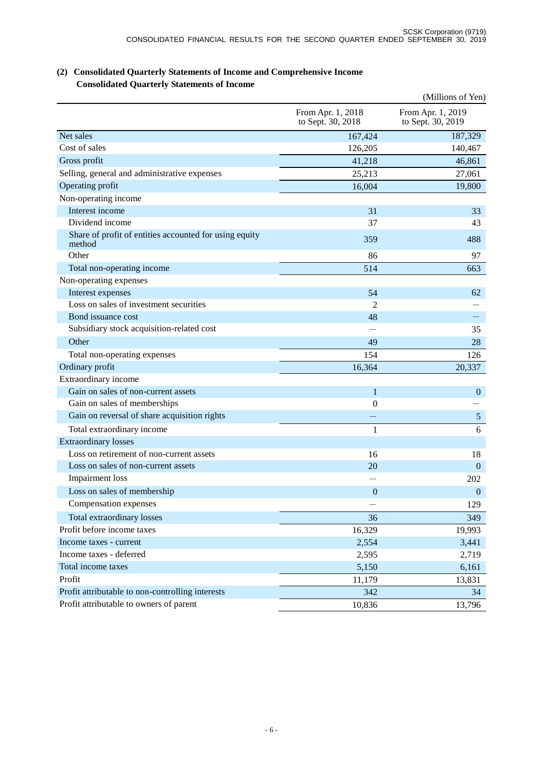## (2) Consolidated Quarterly Statements of Income and Comprehensive Income

### Consolidated Quarterly Statements of Income

(Millions of Yen)

| | From Apr. 1, 2018 to Sept. 30, 2018 | From Apr. 1, 2019 to Sept. 30, 2019 |
|---|---|---|
| Net sales | 167,424 | 187,329 |
| Cost of sales | 126,205 | 140,467 |
| Gross profit | 41,218 | 46,861 |
| Selling, general and administrative expenses | 25,213 | 27,061 |
| Operating profit | 16,004 | 19,800 |
| Non-operating income | | |
| Interest income | 31 | 33 |
| Dividend income | 37 | 43 |
| Share of profit of entities accounted for using equity method | 359 | 488 |
| Other | 86 | 97 |
| Total non-operating income | 514 | 663 |
| Non-operating expenses | | |
| Interest expenses | 54 | 62 |
| Loss on sales of investment securities | 2 | — |
| Bond issuance cost | 48 | — |
| Subsidiary stock acquisition-related cost | — | 35 |
| Other | 49 | 28 |
| Total non-operating expenses | 154 | 126 |
| Ordinary profit | 16,364 | 20,337 |
| Extraordinary income | | |
| Gain on sales of non-current assets | 1 | 0 |
| Gain on sales of memberships | 0 | — |
| Gain on reversal of share acquisition rights | — | 5 |
| Total extraordinary income | 1 | 6 |
| Extraordinary losses | | |
| Loss on retirement of non-current assets | 16 | 18 |
| Loss on sales of non-current assets | 20 | 0 |
| Impairment loss | — | 202 |
| Loss on sales of membership | 0 | 0 |
| Compensation expenses | — | 129 |
| Total extraordinary losses | 36 | 349 |
| Profit before income taxes | 16,329 | 19,993 |
| Income taxes - current | 2,554 | 3,441 |
| Income taxes - deferred | 2,595 | 2,719 |
| Total income taxes | 5,150 | 6,161 |
| Profit | 11,179 | 13,831 |
| Profit attributable to non-controlling interests | 342 | 34 |
| Profit attributable to owners of parent | 10,836 | 13,796 |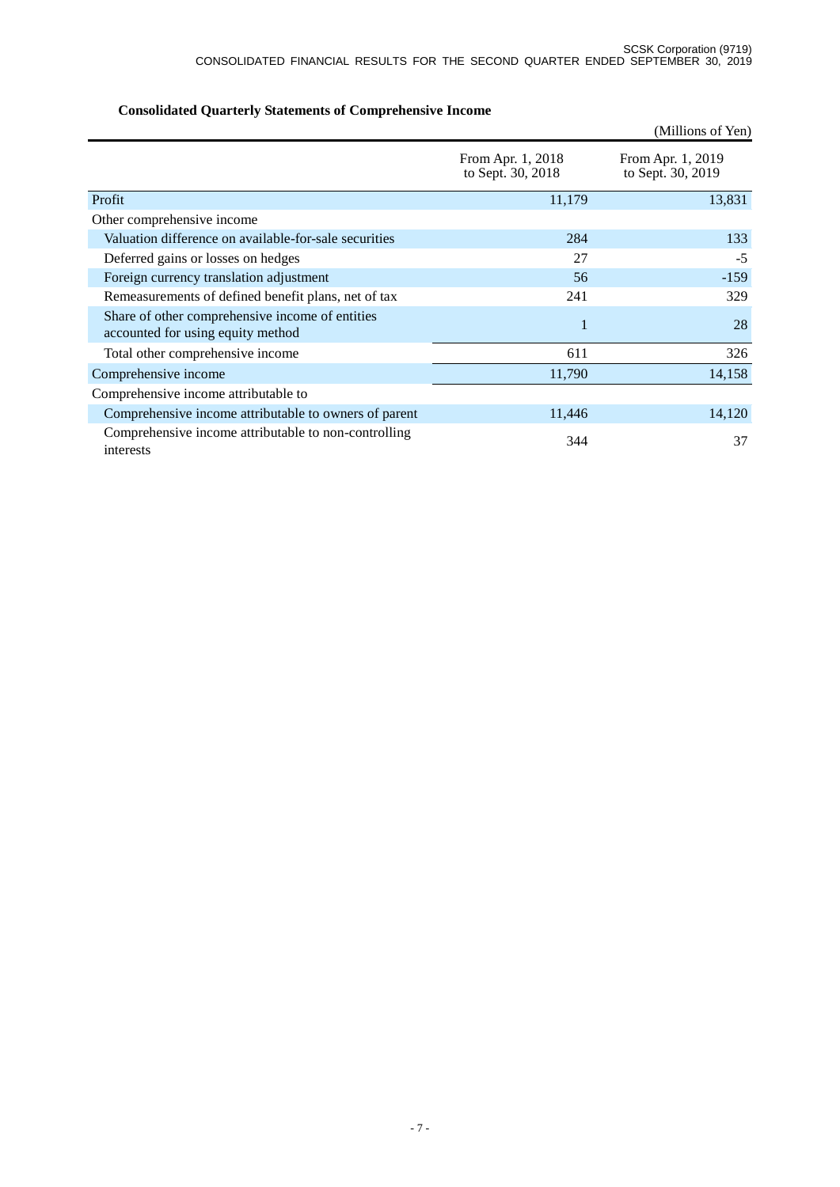### Consolidated Quarterly Statements of Comprehensive Income

(Millions of Yen)

| | From Apr. 1, 2018 to Sept. 30, 2018 | From Apr. 1, 2019 to Sept. 30, 2019 |
|---|---|---|
| Profit | 11,179 | 13,831 |
| Other comprehensive income | | |
| Valuation difference on available-for-sale securities | 284 | 133 |
| Deferred gains or losses on hedges | 27 | -5 |
| Foreign currency translation adjustment | 56 | -159 |
| Remeasurements of defined benefit plans, net of tax | 241 | 329 |
| Share of other comprehensive income of entities accounted for using equity method | 1 | 28 |
| Total other comprehensive income | 611 | 326 |
| Comprehensive income | 11,790 | 14,158 |
| Comprehensive income attributable to | | |
| Comprehensive income attributable to owners of parent | 11,446 | 14,120 |
| Comprehensive income attributable to non-controlling interests | 344 | 37 |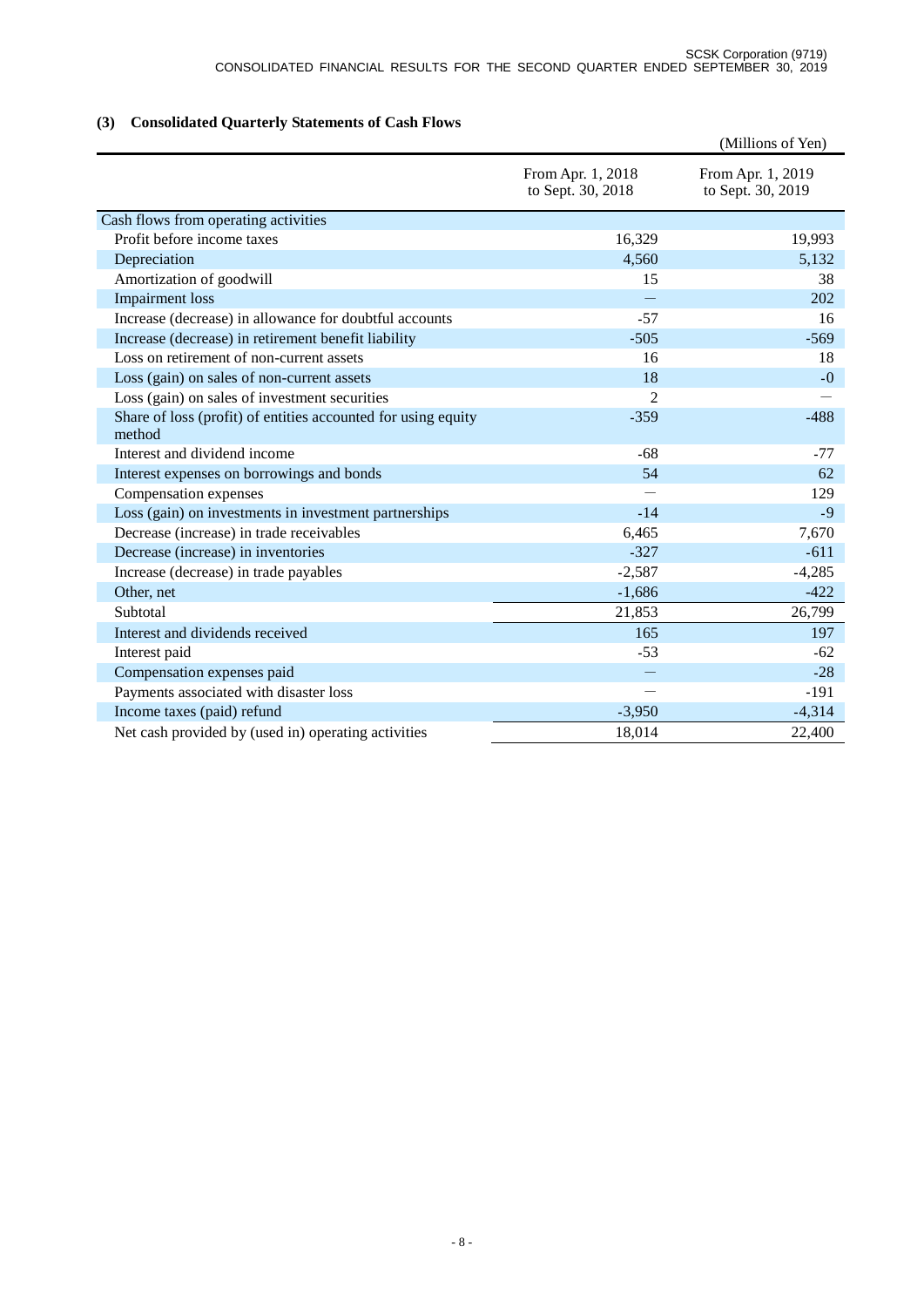### (3) Consolidated Quarterly Statements of Cash Flows

(Millions of Yen)

| | From Apr. 1, 2018 to Sept. 30, 2018 | From Apr. 1, 2019 to Sept. 30, 2019 |
|---|---|---|
| Cash flows from operating activities | | |
| Profit before income taxes | 16,329 | 19,993 |
| Depreciation | 4,560 | 5,132 |
| Amortization of goodwill | 15 | 38 |
| Impairment loss | ― | 202 |
| Increase (decrease) in allowance for doubtful accounts | -57 | 16 |
| Increase (decrease) in retirement benefit liability | -505 | -569 |
| Loss on retirement of non-current assets | 16 | 18 |
| Loss (gain) on sales of non-current assets | 18 | -0 |
| Loss (gain) on sales of investment securities | 2 | ― |
| Share of loss (profit) of entities accounted for using equity method | -359 | -488 |
| Interest and dividend income | -68 | -77 |
| Interest expenses on borrowings and bonds | 54 | 62 |
| Compensation expenses | ― | 129 |
| Loss (gain) on investments in investment partnerships | -14 | -9 |
| Decrease (increase) in trade receivables | 6,465 | 7,670 |
| Decrease (increase) in inventories | -327 | -611 |
| Increase (decrease) in trade payables | -2,587 | -4,285 |
| Other, net | -1,686 | -422 |
| Subtotal | 21,853 | 26,799 |
| Interest and dividends received | 165 | 197 |
| Interest paid | -53 | -62 |
| Compensation expenses paid | ― | -28 |
| Payments associated with disaster loss | ― | -191 |
| Income taxes (paid) refund | -3,950 | -4,314 |
| Net cash provided by (used in) operating activities | 18,014 | 22,400 |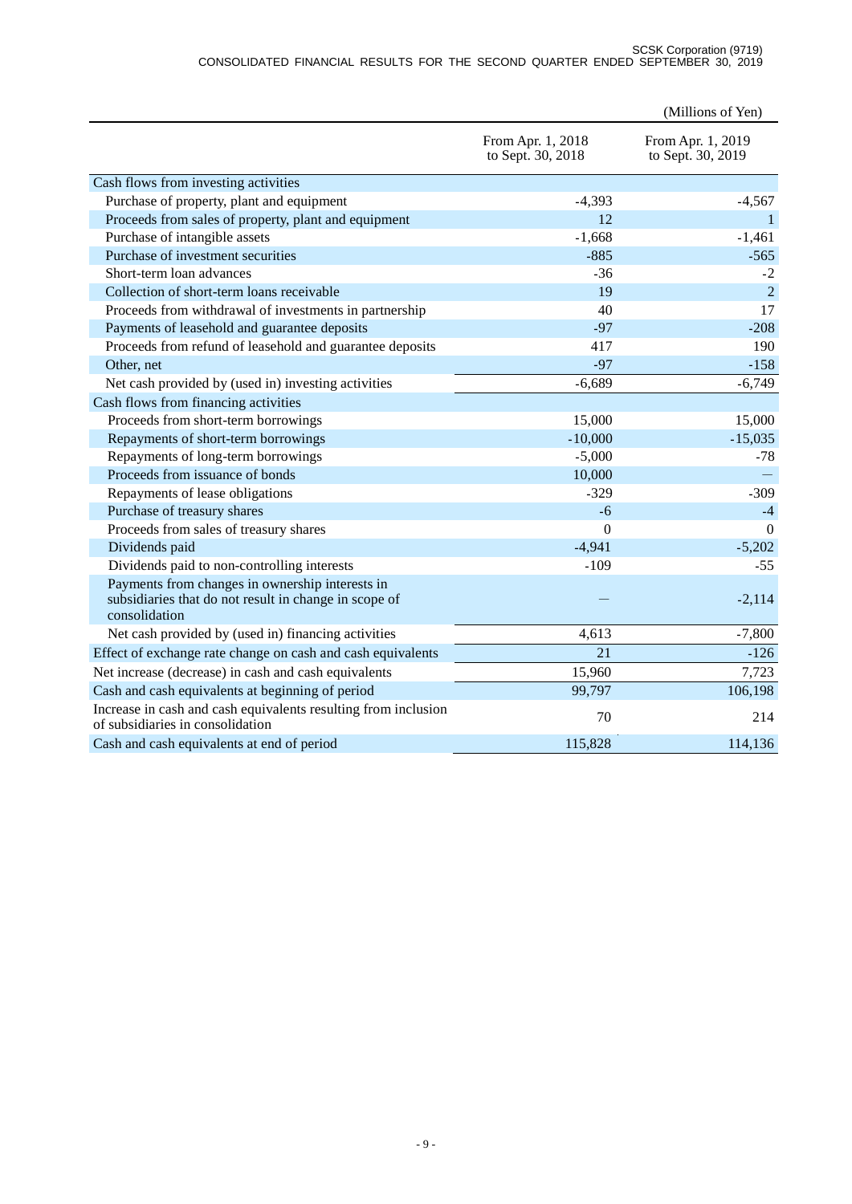(Millions of Yen)

| | From Apr. 1, 2018 to Sept. 30, 2018 | From Apr. 1, 2019 to Sept. 30, 2019 |
|---|---|---|
| Cash flows from investing activities | | |
| Purchase of property, plant and equipment | -4,393 | -4,567 |
| Proceeds from sales of property, plant and equipment | 12 | 1 |
| Purchase of intangible assets | -1,668 | -1,461 |
| Purchase of investment securities | -885 | -565 |
| Short-term loan advances | -36 | -2 |
| Collection of short-term loans receivable | 19 | 2 |
| Proceeds from withdrawal of investments in partnership | 40 | 17 |
| Payments of leasehold and guarantee deposits | -97 | -208 |
| Proceeds from refund of leasehold and guarantee deposits | 417 | 190 |
| Other, net | -97 | -158 |
| Net cash provided by (used in) investing activities | -6,689 | -6,749 |
| Cash flows from financing activities | | |
| Proceeds from short-term borrowings | 15,000 | 15,000 |
| Repayments of short-term borrowings | -10,000 | -15,035 |
| Repayments of long-term borrowings | -5,000 | -78 |
| Proceeds from issuance of bonds | 10,000 | — |
| Repayments of lease obligations | -329 | -309 |
| Purchase of treasury shares | -6 | -4 |
| Proceeds from sales of treasury shares | 0 | 0 |
| Dividends paid | -4,941 | -5,202 |
| Dividends paid to non-controlling interests | -109 | -55 |
| Payments from changes in ownership interests in subsidiaries that do not result in change in scope of consolidation | — | -2,114 |
| Net cash provided by (used in) financing activities | 4,613 | -7,800 |
| Effect of exchange rate change on cash and cash equivalents | 21 | -126 |
| Net increase (decrease) in cash and cash equivalents | 15,960 | 7,723 |
| Cash and cash equivalents at beginning of period | 99,797 | 106,198 |
| Increase in cash and cash equivalents resulting from inclusion of subsidiaries in consolidation | 70 | 214 |
| Cash and cash equivalents at end of period | 115,828 | 114,136 |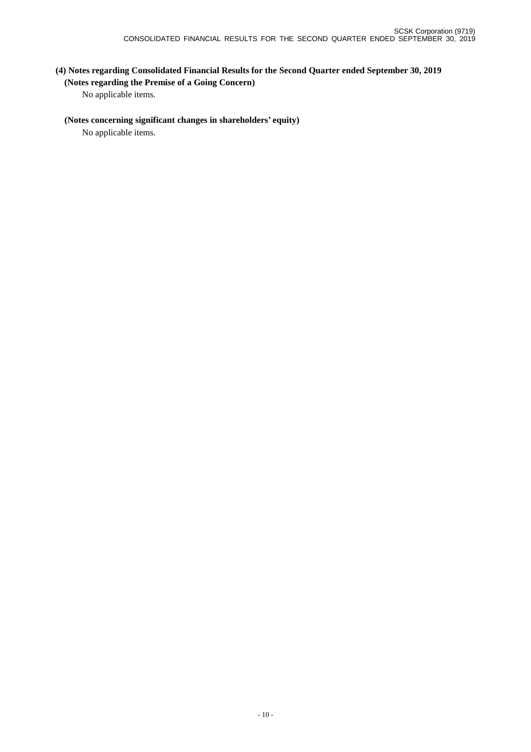### (4) Notes regarding Consolidated Financial Results for the Second Quarter ended September 30, 2019

**(Notes regarding the Premise of a Going Concern)**

No applicable items.

**(Notes concerning significant changes in shareholders' equity)**

No applicable items.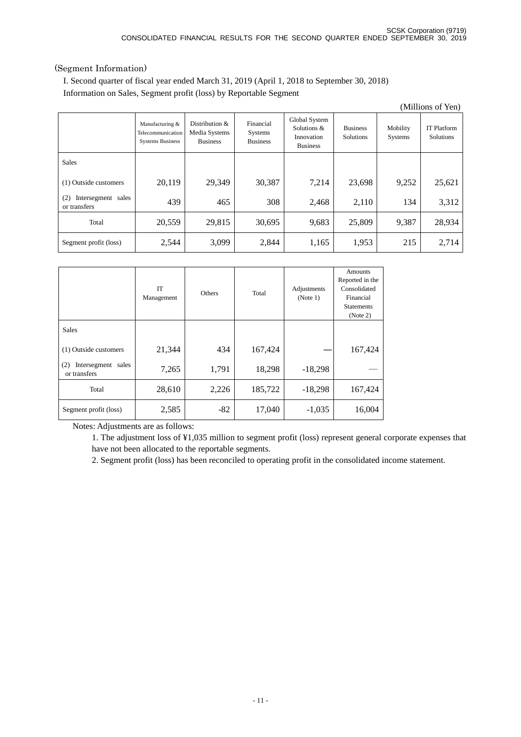(Segment Information)

I. Second quarter of fiscal year ended March 31, 2019 (April 1, 2018 to September 30, 2018)

Information on Sales, Segment profit (loss) by Reportable Segment

(Millions of Yen)

| | Manufacturing & Telecommunication Systems Business | Distribution & Media Systems Business | Financial Systems Business | Global System Solutions & Innovation Business | Business Solutions | Mobility Systems | IT Platform Solutions |
|---|---|---|---|---|---|---|---|
| Sales | | | | | | | |
| (1) Outside customers | 20,119 | 29,349 | 30,387 | 7,214 | 23,698 | 9,252 | 25,621 |
| (2) Intersegment sales or transfers | 439 | 465 | 308 | 2,468 | 2,110 | 134 | 3,312 |
| Total | 20,559 | 29,815 | 30,695 | 9,683 | 25,809 | 9,387 | 28,934 |
| Segment profit (loss) | 2,544 | 3,099 | 2,844 | 1,165 | 1,953 | 215 | 2,714 |

| | IT Management | Others | Total | Adjustments (Note 1) | Amounts Reported in the Consolidated Financial Statements (Note 2) |
|---|---|---|---|---|---|
| Sales | | | | | |
| (1) Outside customers | 21,344 | 434 | 167,424 | — | 167,424 |
| (2) Intersegment sales or transfers | 7,265 | 1,791 | 18,298 | -18,298 | — |
| Total | 28,610 | 2,226 | 185,722 | -18,298 | 167,424 |
| Segment profit (loss) | 2,585 | -82 | 17,040 | -1,035 | 16,004 |

Notes: Adjustments are as follows:

1. The adjustment loss of ¥1,035 million to segment profit (loss) represent general corporate expenses that have not been allocated to the reportable segments.
2. Segment profit (loss) has been reconciled to operating profit in the consolidated income statement.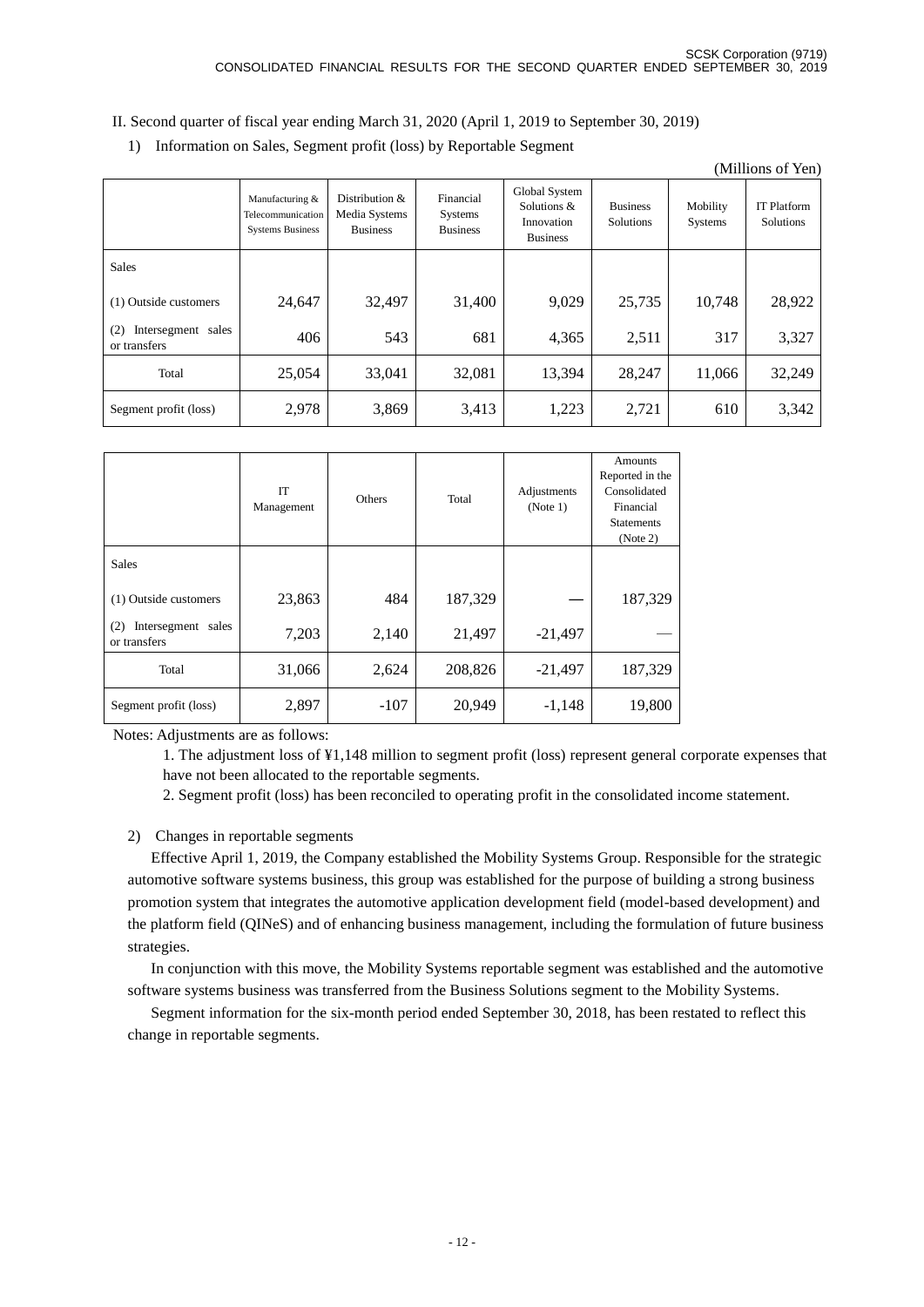II. Second quarter of fiscal year ending March 31, 2020 (April 1, 2019 to September 30, 2019)

1) Information on Sales, Segment profit (loss) by Reportable Segment

(Millions of Yen)

| | Manufacturing & Telecommunication Systems Business | Distribution & Media Systems Business | Financial Systems Business | Global System Solutions & Innovation Business | Business Solutions | Mobility Systems | IT Platform Solutions |
|---|---|---|---|---|---|---|---|
| Sales | | | | | | | |
| (1) Outside customers | 24,647 | 32,497 | 31,400 | 9,029 | 25,735 | 10,748 | 28,922 |
| (2) Intersegment sales or transfers | 406 | 543 | 681 | 4,365 | 2,511 | 317 | 3,327 |
| Total | 25,054 | 33,041 | 32,081 | 13,394 | 28,247 | 11,066 | 32,249 |
| Segment profit (loss) | 2,978 | 3,869 | 3,413 | 1,223 | 2,721 | 610 | 3,342 |

| | IT Management | Others | Total | Adjustments (Note 1) | Amounts Reported in the Consolidated Financial Statements (Note 2) |
|---|---|---|---|---|---|
| Sales | | | | | |
| (1) Outside customers | 23,863 | 484 | 187,329 | — | 187,329 |
| (2) Intersegment sales or transfers | 7,203 | 2,140 | 21,497 | -21,497 | — |
| Total | 31,066 | 2,624 | 208,826 | -21,497 | 187,329 |
| Segment profit (loss) | 2,897 | -107 | 20,949 | -1,148 | 19,800 |

Notes: Adjustments are as follows:

1. The adjustment loss of ¥1,148 million to segment profit (loss) represent general corporate expenses that have not been allocated to the reportable segments.
2. Segment profit (loss) has been reconciled to operating profit in the consolidated income statement.

2) Changes in reportable segments

Effective April 1, 2019, the Company established the Mobility Systems Group. Responsible for the strategic automotive software systems business, this group was established for the purpose of building a strong business promotion system that integrates the automotive application development field (model-based development) and the platform field (QINeS) and of enhancing business management, including the formulation of future business strategies.

In conjunction with this move, the Mobility Systems reportable segment was established and the automotive software systems business was transferred from the Business Solutions segment to the Mobility Systems.

Segment information for the six-month period ended September 30, 2018, has been restated to reflect this change in reportable segments.